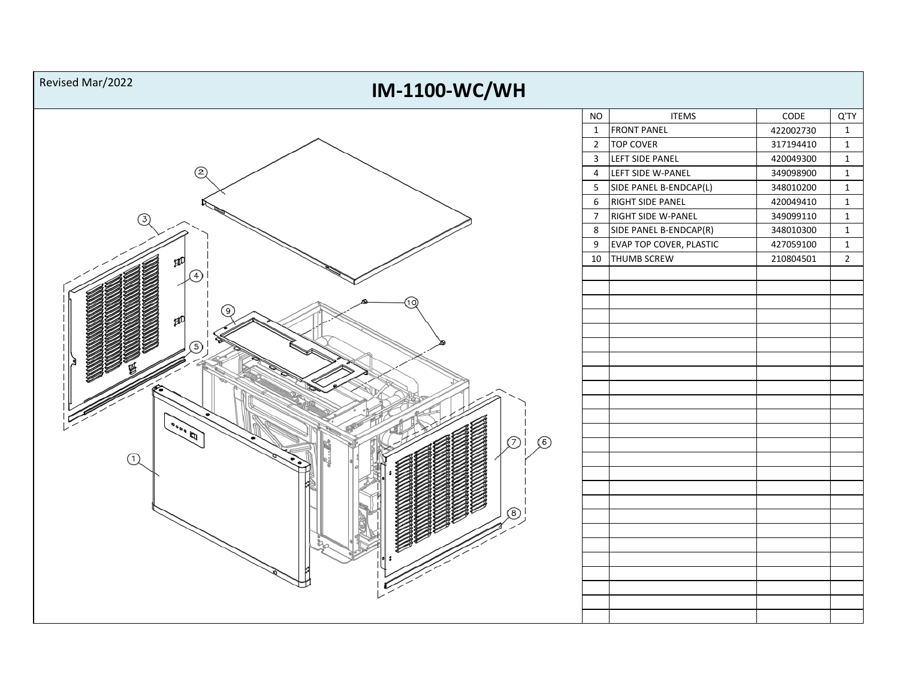Revised Mar/2022

# IM-1100-WC/WH

| NO | ITEMS | CODE | Q'TY |
|---|---|---|---|
| 1 | FRONT PANEL | 422002730 | 1 |
| 2 | TOP COVER | 317194410 | 1 |
| 3 | LEFT SIDE PANEL | 420049300 | 1 |
| 4 | LEFT SIDE W-PANEL | 349098900 | 1 |
| 5 | SIDE PANEL B-ENDCAP(L) | 348010200 | 1 |
| 6 | RIGHT SIDE PANEL | 420049410 | 1 |
| 7 | RIGHT SIDE W-PANEL | 349099110 | 1 |
| 8 | SIDE PANEL B-ENDCAP(R) | 348010300 | 1 |
| 9 | EVAP TOP COVER, PLASTIC | 427059100 | 1 |
| 10 | THUMB SCREW | 210804501 | 2 |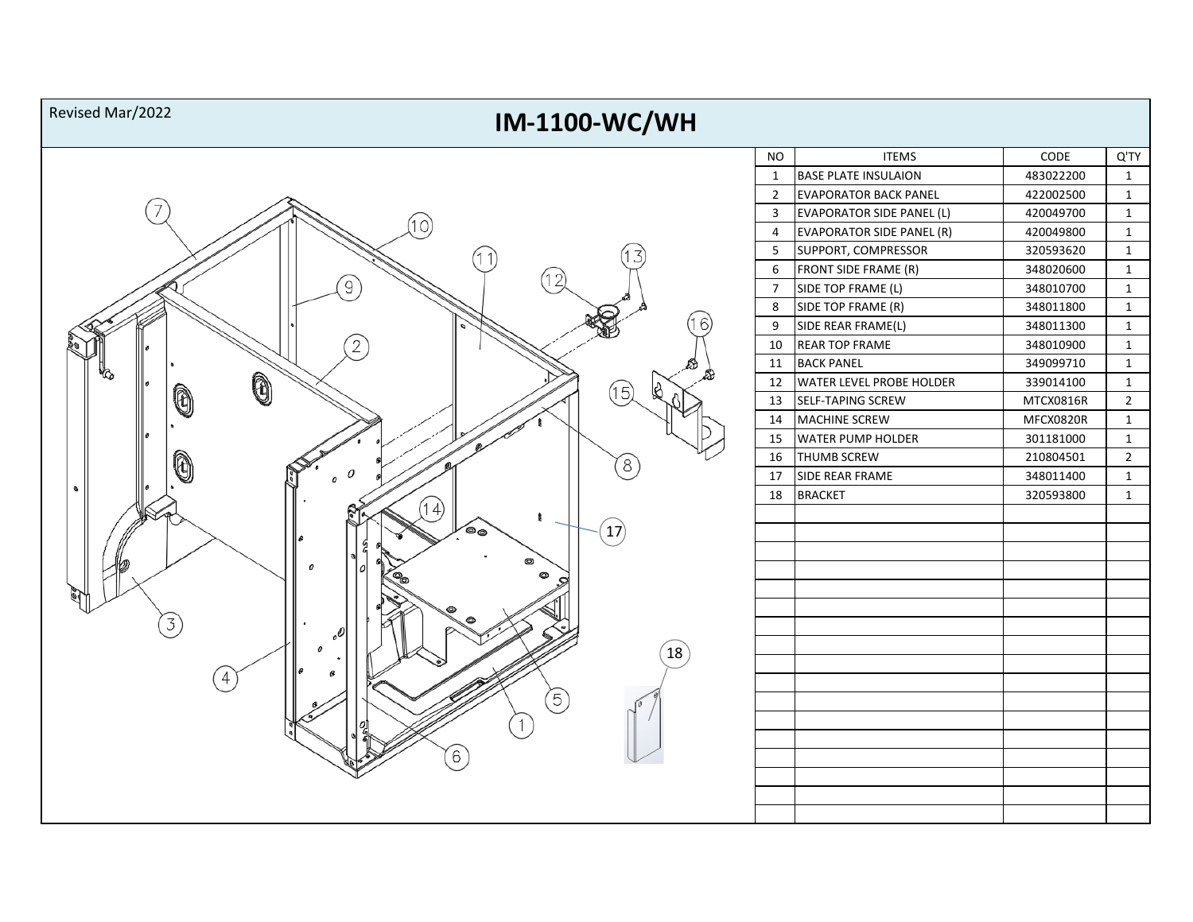Revised Mar/2022

# IM-1100-WC/WH

| NO | ITEMS | CODE | Q'TY |
|---|---|---|---|
| 1 | BASE PLATE INSULAION | 483022200 | 1 |
| 2 | EVAPORATOR BACK PANEL | 422002500 | 1 |
| 3 | EVAPORATOR SIDE PANEL (L) | 420049700 | 1 |
| 4 | EVAPORATOR SIDE PANEL (R) | 420049800 | 1 |
| 5 | SUPPORT, COMPRESSOR | 320593620 | 1 |
| 6 | FRONT SIDE FRAME (R) | 348020600 | 1 |
| 7 | SIDE TOP FRAME (L) | 348010700 | 1 |
| 8 | SIDE TOP FRAME (R) | 348011800 | 1 |
| 9 | SIDE REAR FRAME(L) | 348011300 | 1 |
| 10 | REAR TOP FRAME | 348010900 | 1 |
| 11 | BACK PANEL | 349099710 | 1 |
| 12 | WATER LEVEL PROBE HOLDER | 339014100 | 1 |
| 13 | SELF-TAPING SCREW | MTCX0816R | 2 |
| 14 | MACHINE SCREW | MFCX0820R | 1 |
| 15 | WATER PUMP HOLDER | 301181000 | 1 |
| 16 | THUMB SCREW | 210804501 | 2 |
| 17 | SIDE REAR FRAME | 348011400 | 1 |
| 18 | BRACKET | 320593800 | 1 |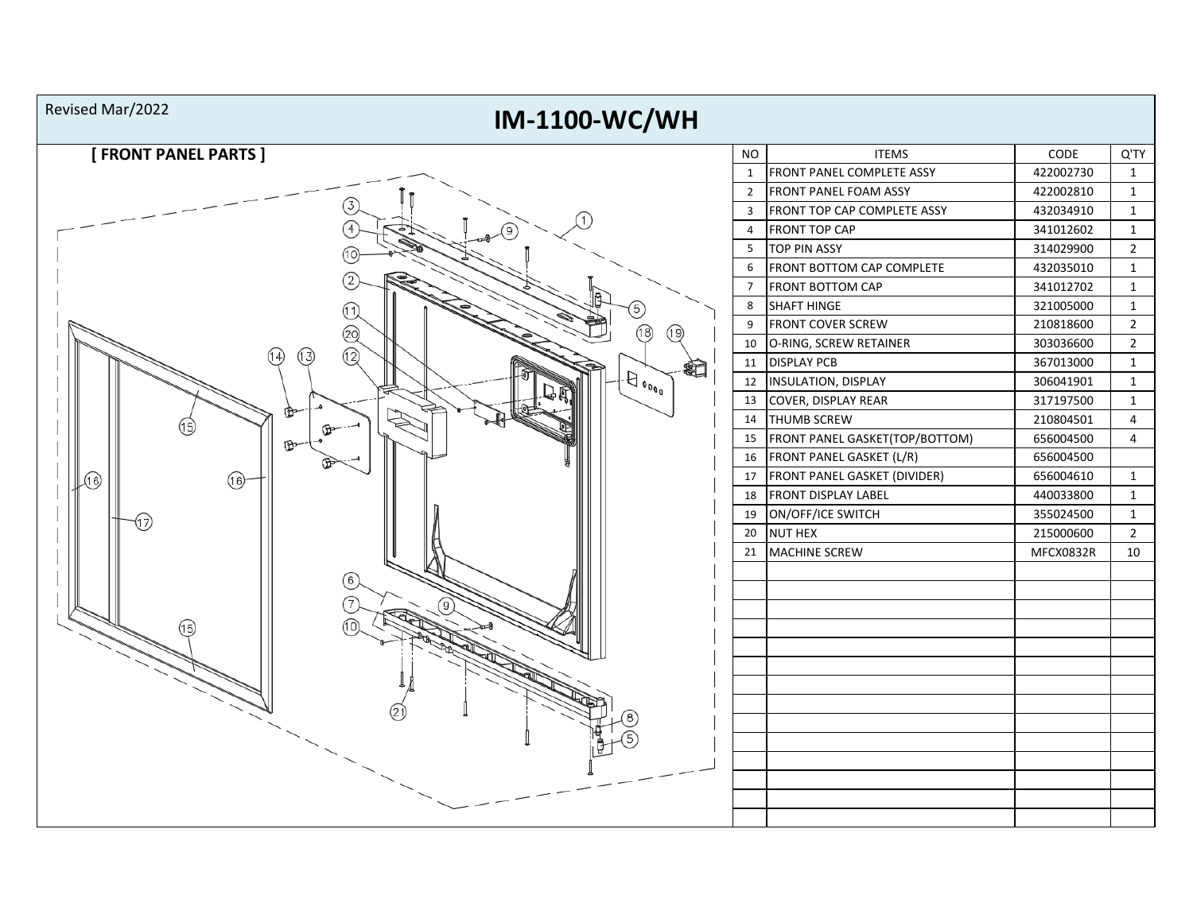Revised Mar/2022

# IM-1100-WC/WH

## [ FRONT PANEL PARTS ]

| NO | ITEMS | CODE | Q'TY |
|---|---|---|---|
| 1 | FRONT PANEL COMPLETE ASSY | 422002730 | 1 |
| 2 | FRONT PANEL FOAM ASSY | 422002810 | 1 |
| 3 | FRONT TOP CAP COMPLETE ASSY | 432034910 | 1 |
| 4 | FRONT TOP CAP | 341012602 | 1 |
| 5 | TOP PIN ASSY | 314029900 | 2 |
| 6 | FRONT BOTTOM CAP COMPLETE | 432035010 | 1 |
| 7 | FRONT BOTTOM CAP | 341012702 | 1 |
| 8 | SHAFT HINGE | 321005000 | 1 |
| 9 | FRONT COVER SCREW | 210818600 | 2 |
| 10 | O-RING, SCREW RETAINER | 303036600 | 2 |
| 11 | DISPLAY PCB | 367013000 | 1 |
| 12 | INSULATION, DISPLAY | 306041901 | 1 |
| 13 | COVER, DISPLAY REAR | 317197500 | 1 |
| 14 | THUMB SCREW | 210804501 | 4 |
| 15 | FRONT PANEL GASKET(TOP/BOTTOM) | 656004500 | 4 |
| 16 | FRONT PANEL GASKET (L/R) | 656004500 | |
| 17 | FRONT PANEL GASKET (DIVIDER) | 656004610 | 1 |
| 18 | FRONT DISPLAY LABEL | 440033800 | 1 |
| 19 | ON/OFF/ICE SWITCH | 355024500 | 1 |
| 20 | NUT HEX | 215000600 | 2 |
| 21 | MACHINE SCREW | MFCX0832R | 10 |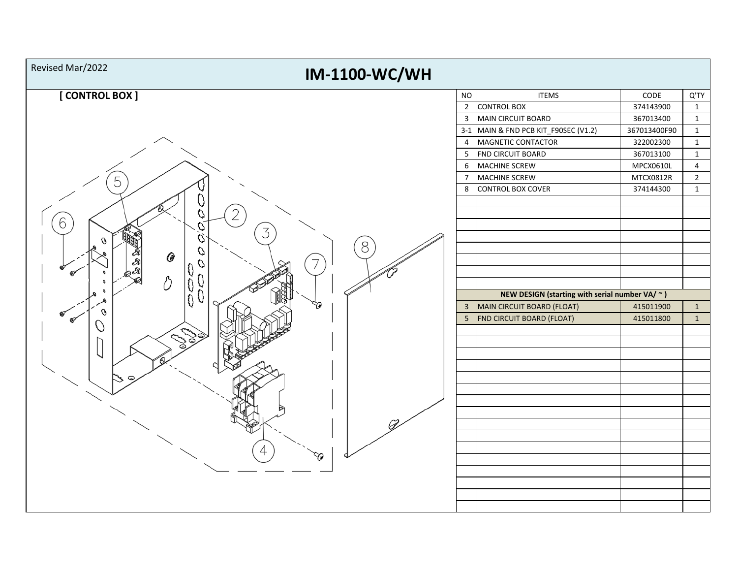Revised Mar/2022

# IM-1100-WC/WH

## [ CONTROL BOX ]

| NO | ITEMS | CODE | Q'TY |
|---|---|---|---|
| 2 | CONTROL BOX | 374143900 | 1 |
| 3 | MAIN CIRCUIT BOARD | 367013400 | 1 |
| 3-1 | MAIN & FND PCB KIT_F90SEC (V1.2) | 367013400F90 | 1 |
| 4 | MAGNETIC CONTACTOR | 322002300 | 1 |
| 5 | FND CIRCUIT BOARD | 367013100 | 1 |
| 6 | MACHINE SCREW | MPCX0610L | 4 |
| 7 | MACHINE SCREW | MTCX0812R | 2 |
| 8 | CONTROL BOX COVER | 374144300 | 1 |
| | **NEW DESIGN (starting with serial number VA/ ~ )** | | |
| 3 | MAIN CIRCUIT BOARD (FLOAT) | 415011900 | 1 |
| 5 | FND CIRCUIT BOARD (FLOAT) | 415011800 | 1 |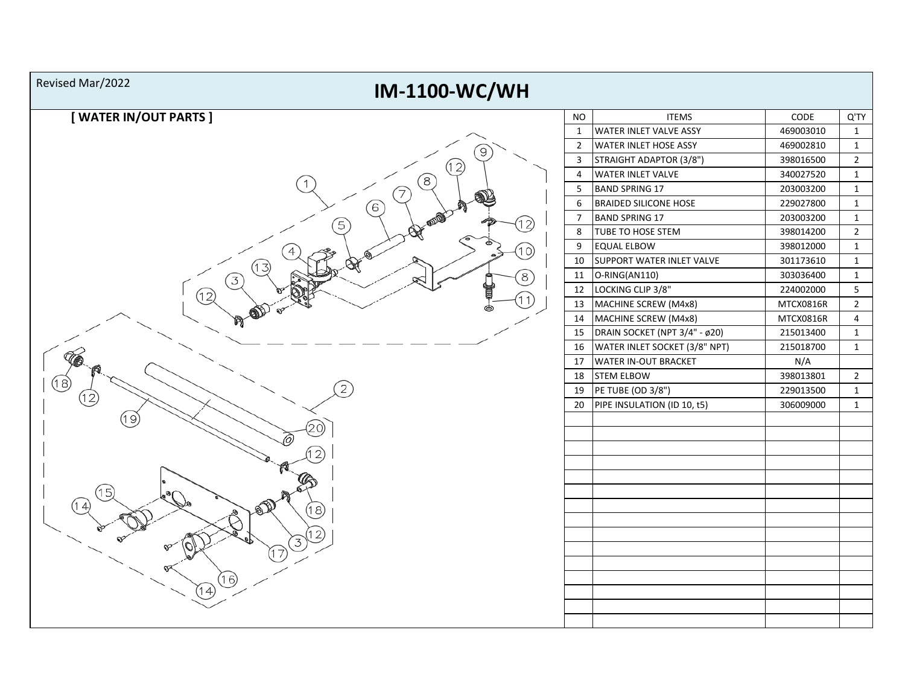Revised Mar/2022

# IM-1100-WC/WH

## [ WATER IN/OUT PARTS ]

| NO | ITEMS | CODE | Q'TY |
|---|---|---|---|
| 1 | WATER INLET VALVE ASSY | 469003010 | 1 |
| 2 | WATER INLET HOSE ASSY | 469002810 | 1 |
| 3 | STRAIGHT ADAPTOR (3/8") | 398016500 | 2 |
| 4 | WATER INLET VALVE | 340027520 | 1 |
| 5 | BAND SPRING 17 | 203003200 | 1 |
| 6 | BRAIDED SILICONE HOSE | 229027800 | 1 |
| 7 | BAND SPRING 17 | 203003200 | 1 |
| 8 | TUBE TO HOSE STEM | 398014200 | 2 |
| 9 | EQUAL ELBOW | 398012000 | 1 |
| 10 | SUPPORT WATER INLET VALVE | 301173610 | 1 |
| 11 | O-RING(AN110) | 303036400 | 1 |
| 12 | LOCKING CLIP 3/8" | 224002000 | 5 |
| 13 | MACHINE SCREW (M4x8) | MTCX0816R | 2 |
| 14 | MACHINE SCREW (M4x8) | MTCX0816R | 4 |
| 15 | DRAIN SOCKET (NPT 3/4" - ø20) | 215013400 | 1 |
| 16 | WATER INLET SOCKET (3/8" NPT) | 215018700 | 1 |
| 17 | WATER IN-OUT BRACKET | N/A | |
| 18 | STEM ELBOW | 398013801 | 2 |
| 19 | PE TUBE (OD 3/8") | 229013500 | 1 |
| 20 | PIPE INSULATION (ID 10, t5) | 306009000 | 1 |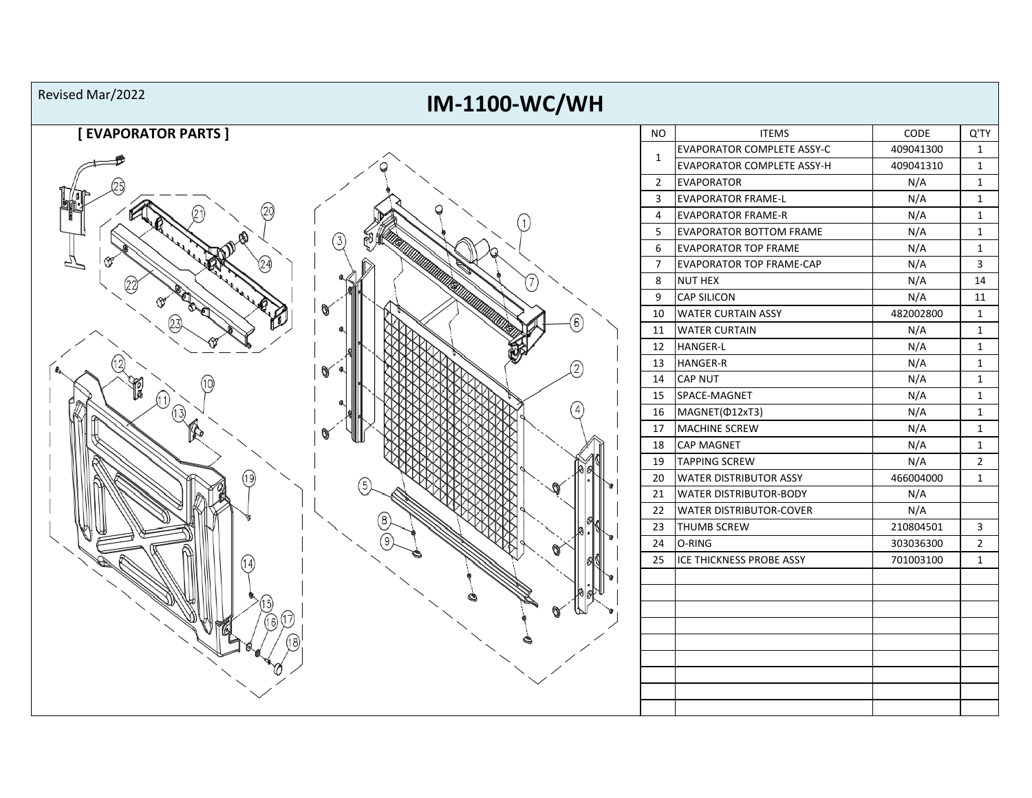Revised Mar/2022

# IM-1100-WC/WH

## [ EVAPORATOR PARTS ]

| NO | ITEMS | CODE | Q'TY |
|---|---|---|---|
| 1 | EVAPORATOR COMPLETE ASSY-C | 409041300 | 1 |
| | EVAPORATOR COMPLETE ASSY-H | 409041310 | 1 |
| 2 | EVAPORATOR | N/A | 1 |
| 3 | EVAPORATOR FRAME-L | N/A | 1 |
| 4 | EVAPORATOR FRAME-R | N/A | 1 |
| 5 | EVAPORATOR BOTTOM FRAME | N/A | 1 |
| 6 | EVAPORATOR TOP FRAME | N/A | 1 |
| 7 | EVAPORATOR TOP FRAME-CAP | N/A | 3 |
| 8 | NUT HEX | N/A | 14 |
| 9 | CAP SILICON | N/A | 11 |
| 10 | WATER CURTAIN ASSY | 482002800 | 1 |
| 11 | WATER CURTAIN | N/A | 1 |
| 12 | HANGER-L | N/A | 1 |
| 13 | HANGER-R | N/A | 1 |
| 14 | CAP NUT | N/A | 1 |
| 15 | SPACE-MAGNET | N/A | 1 |
| 16 | MAGNET(Φ12xT3) | N/A | 1 |
| 17 | MACHINE SCREW | N/A | 1 |
| 18 | CAP MAGNET | N/A | 1 |
| 19 | TAPPING SCREW | N/A | 2 |
| 20 | WATER DISTRIBUTOR ASSY | 466004000 | 1 |
| 21 | WATER DISTRIBUTOR-BODY | N/A | |
| 22 | WATER DISTRIBUTOR-COVER | N/A | |
| 23 | THUMB SCREW | 210804501 | 3 |
| 24 | O-RING | 303036300 | 2 |
| 25 | ICE THICKNESS PROBE ASSY | 701003100 | 1 |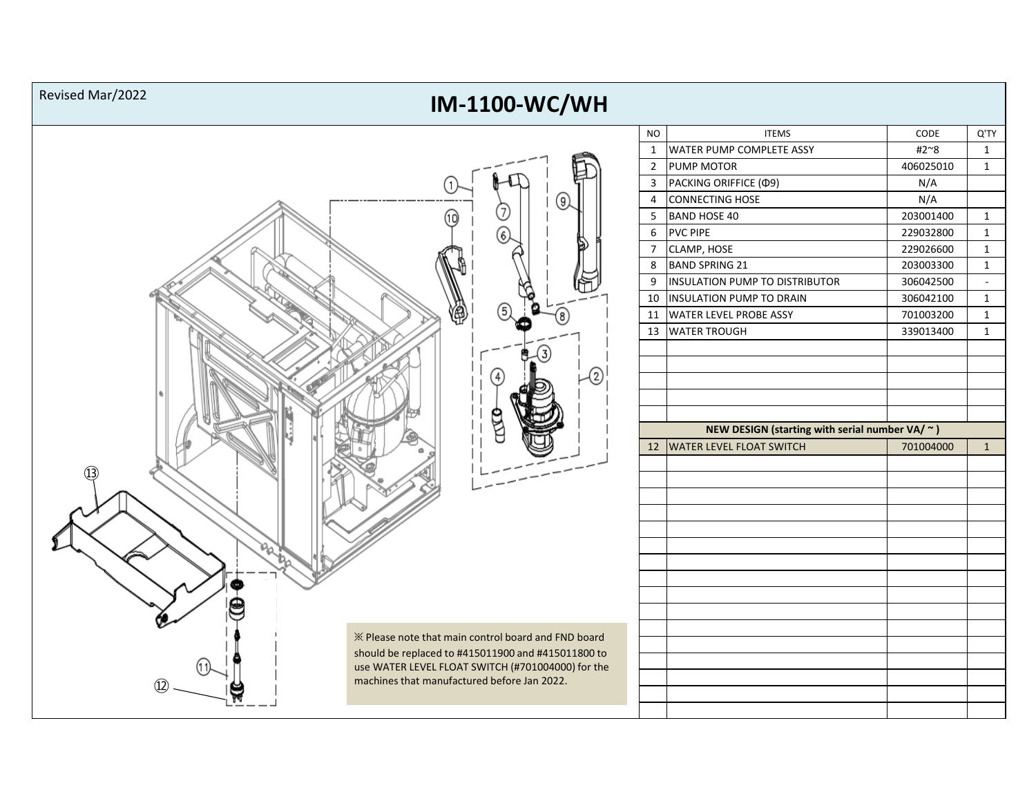Revised Mar/2022

# IM-1100-WC/WH

| NO | ITEMS | CODE | Q'TY |
|---|---|---|---|
| 1 | WATER PUMP COMPLETE ASSY | #2~8 | 1 |
| 2 | PUMP MOTOR | 406025010 | 1 |
| 3 | PACKING ORIFFICE (Φ9) | N/A | |
| 4 | CONNECTING HOSE | N/A | |
| 5 | BAND HOSE 40 | 203001400 | 1 |
| 6 | PVC PIPE | 229032800 | 1 |
| 7 | CLAMP, HOSE | 229026600 | 1 |
| 8 | BAND SPRING 21 | 203003300 | 1 |
| 9 | INSULATION PUMP TO DISTRIBUTOR | 306042500 | - |
| 10 | INSULATION PUMP TO DRAIN | 306042100 | 1 |
| 11 | WATER LEVEL PROBE ASSY | 701003200 | 1 |
| 13 | WATER TROUGH | 339013400 | 1 |
| | **NEW DESIGN (starting with serial number VA/ ~ )** | | |
| 12 | WATER LEVEL FLOAT SWITCH | 701004000 | 1 |

※ Please note that main control board and FND board should be replaced to #415011900 and #415011800 to use WATER LEVEL FLOAT SWITCH (#701004000) for the machines that manufactured before Jan 2022.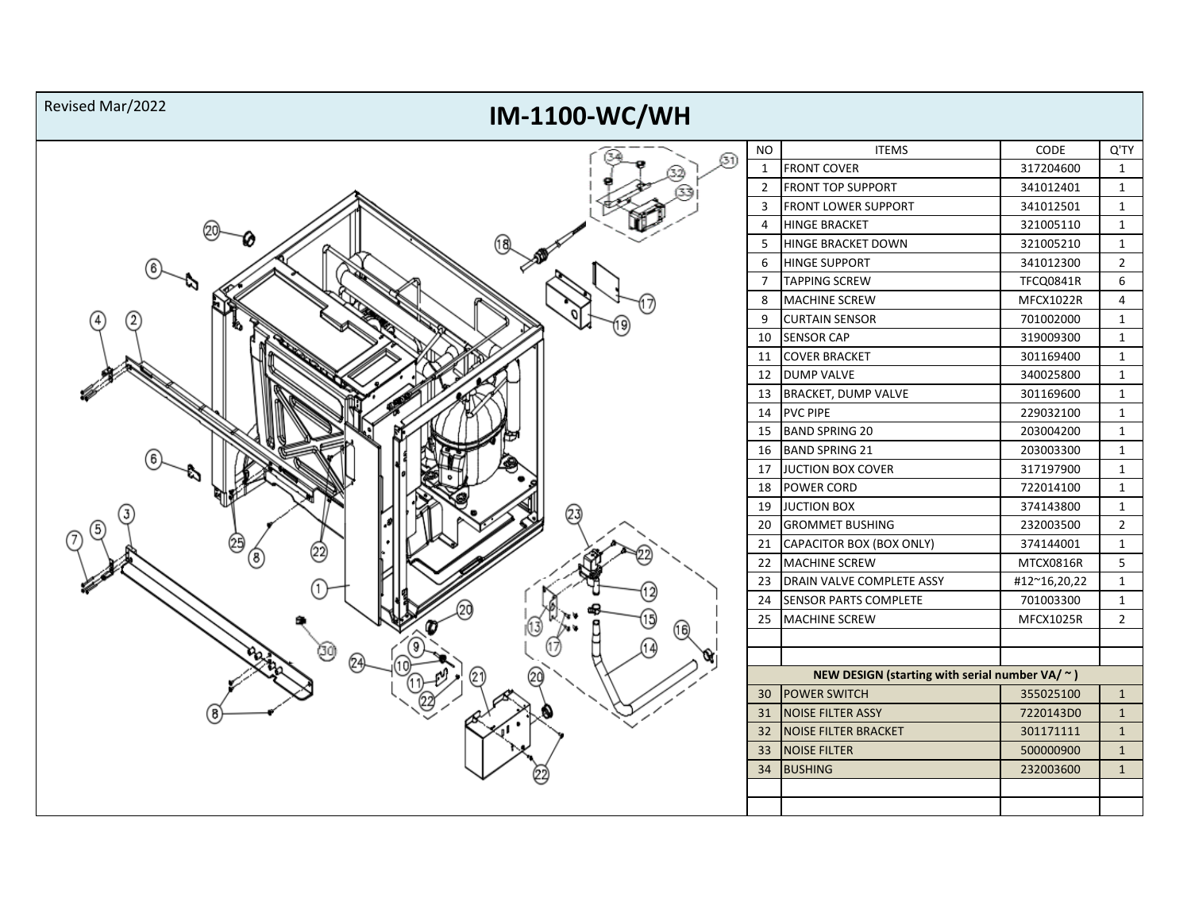Revised Mar/2022

# IM-1100-WC/WH

| NO | ITEMS | CODE | Q'TY |
|---|---|---|---|
| 1 | FRONT COVER | 317204600 | 1 |
| 2 | FRONT TOP SUPPORT | 341012401 | 1 |
| 3 | FRONT LOWER SUPPORT | 341012501 | 1 |
| 4 | HINGE BRACKET | 321005110 | 1 |
| 5 | HINGE BRACKET DOWN | 321005210 | 1 |
| 6 | HINGE SUPPORT | 341012300 | 2 |
| 7 | TAPPING SCREW | TFCQ0841R | 6 |
| 8 | MACHINE SCREW | MFCX1022R | 4 |
| 9 | CURTAIN SENSOR | 701002000 | 1 |
| 10 | SENSOR CAP | 319009300 | 1 |
| 11 | COVER BRACKET | 301169400 | 1 |
| 12 | DUMP VALVE | 340025800 | 1 |
| 13 | BRACKET, DUMP VALVE | 301169600 | 1 |
| 14 | PVC PIPE | 229032100 | 1 |
| 15 | BAND SPRING 20 | 203004200 | 1 |
| 16 | BAND SPRING 21 | 203003300 | 1 |
| 17 | JUCTION BOX COVER | 317197900 | 1 |
| 18 | POWER CORD | 722014100 | 1 |
| 19 | JUCTION BOX | 374143800 | 1 |
| 20 | GROMMET BUSHING | 232003500 | 2 |
| 21 | CAPACITOR BOX (BOX ONLY) | 374144001 | 1 |
| 22 | MACHINE SCREW | MTCX0816R | 5 |
| 23 | DRAIN VALVE COMPLETE ASSY | #12~16,20,22 | 1 |
| 24 | SENSOR PARTS COMPLETE | 701003300 | 1 |
| 25 | MACHINE SCREW | MFCX1025R | 2 |
| | | | |
| | | | |
| **NEW DESIGN (starting with serial number VA/ ~ )** | | | |
| 30 | POWER SWITCH | 355025100 | 1 |
| 31 | NOISE FILTER ASSY | 7220143D0 | 1 |
| 32 | NOISE FILTER BRACKET | 301171111 | 1 |
| 33 | NOISE FILTER | 500000900 | 1 |
| 34 | BUSHING | 232003600 | 1 |
| | | | |
| | | | |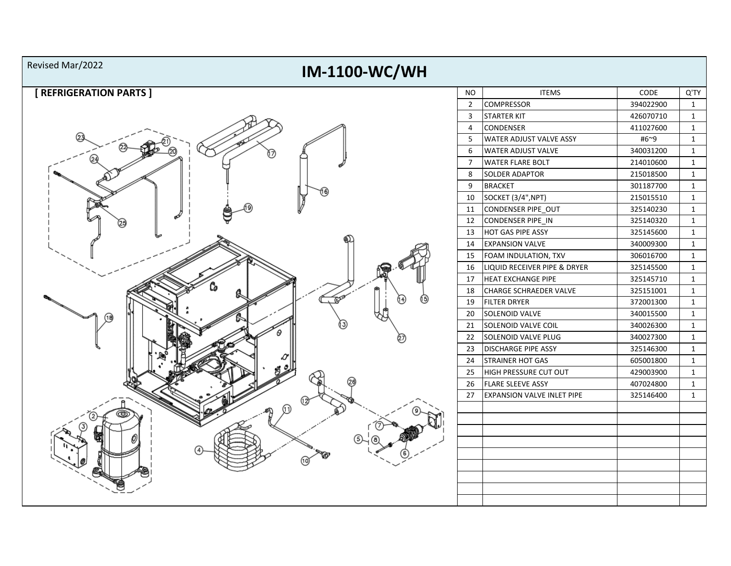Revised Mar/2022

# IM-1100-WC/WH

**[ REFRIGERATION PARTS ]**

| NO | ITEMS | CODE | Q'TY |
|---|---|---|---|
| 2 | COMPRESSOR | 394022900 | 1 |
| 3 | STARTER KIT | 426070710 | 1 |
| 4 | CONDENSER | 411027600 | 1 |
| 5 | WATER ADJUST VALVE ASSY | #6~9 | 1 |
| 6 | WATER ADJUST VALVE | 340031200 | 1 |
| 7 | WATER FLARE BOLT | 214010600 | 1 |
| 8 | SOLDER ADAPTOR | 215018500 | 1 |
| 9 | BRACKET | 301187700 | 1 |
| 10 | SOCKET (3/4",NPT) | 215015510 | 1 |
| 11 | CONDENSER PIPE_OUT | 325140230 | 1 |
| 12 | CONDENSER PIPE_IN | 325140320 | 1 |
| 13 | HOT GAS PIPE ASSY | 325145600 | 1 |
| 14 | EXPANSION VALVE | 340009300 | 1 |
| 15 | FOAM INDULATION, TXV | 306016700 | 1 |
| 16 | LIQUID RECEIVER PIPE & DRYER | 325145500 | 1 |
| 17 | HEAT EXCHANGE PIPE | 325145710 | 1 |
| 18 | CHARGE SCHRAEDER VALVE | 325151001 | 1 |
| 19 | FILTER DRYER | 372001300 | 1 |
| 20 | SOLENOID VALVE | 340015500 | 1 |
| 21 | SOLENOID VALVE COIL | 340026300 | 1 |
| 22 | SOLENOID VALVE PLUG | 340027300 | 1 |
| 23 | DISCHARGE PIPE ASSY | 325146300 | 1 |
| 24 | STRAINER HOT GAS | 605001800 | 1 |
| 25 | HIGH PRESSURE CUT OUT | 429003900 | 1 |
| 26 | FLARE SLEEVE ASSY | 407024800 | 1 |
| 27 | EXPANSION VALVE INLET PIPE | 325146400 | 1 |